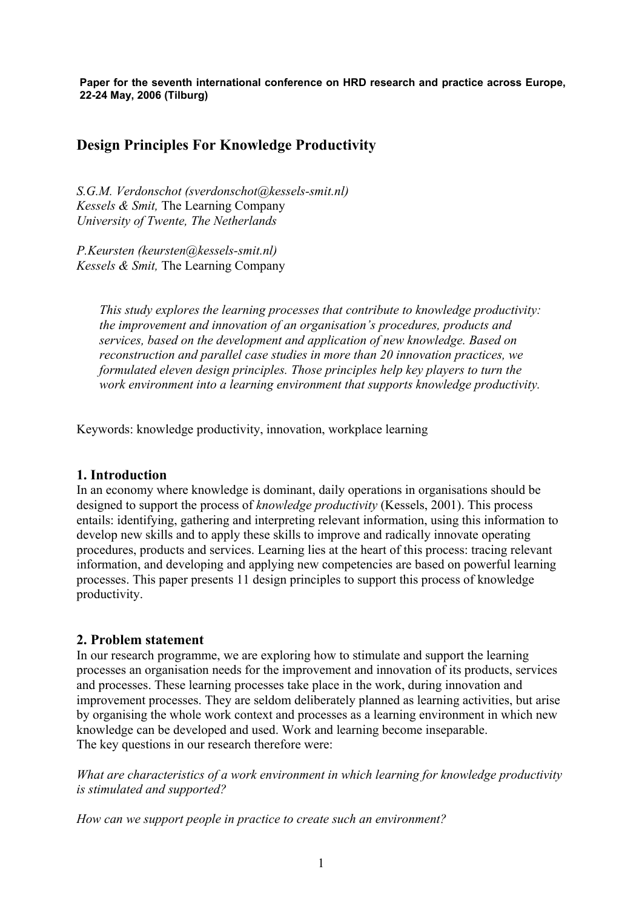**Paper for the seventh international conference on HRD research and practice across Europe, 22-24 May, 2006 (Tilburg)**

# Design Principles For Knowledge Productivity

*S.G.M. Verdonschot (sverdonschot@kessels-smit.nl)*
*Kessels & Smit,* The Learning Company
*University of Twente, The Netherlands*

*P.Keursten (keursten@kessels-smit.nl)*
*Kessels & Smit,* The Learning Company

> *This study explores the learning processes that contribute to knowledge productivity: the improvement and innovation of an organisation's procedures, products and services, based on the development and application of new knowledge. Based on reconstruction and parallel case studies in more than 20 innovation practices, we formulated eleven design principles. Those principles help key players to turn the work environment into a learning environment that supports knowledge productivity.*

Keywords: knowledge productivity, innovation, workplace learning

## 1. Introduction

In an economy where knowledge is dominant, daily operations in organisations should be designed to support the process of *knowledge productivity* (Kessels, 2001). This process entails: identifying, gathering and interpreting relevant information, using this information to develop new skills and to apply these skills to improve and radically innovate operating procedures, products and services. Learning lies at the heart of this process: tracing relevant information, and developing and applying new competencies are based on powerful learning processes. This paper presents 11 design principles to support this process of knowledge productivity.

## 2. Problem statement

In our research programme, we are exploring how to stimulate and support the learning processes an organisation needs for the improvement and innovation of its products, services and processes. These learning processes take place in the work, during innovation and improvement processes. They are seldom deliberately planned as learning activities, but arise by organising the whole work context and processes as a learning environment in which new knowledge can be developed and used. Work and learning become inseparable.
The key questions in our research therefore were:

*What are characteristics of a work environment in which learning for knowledge productivity is stimulated and supported?*

*How can we support people in practice to create such an environment?*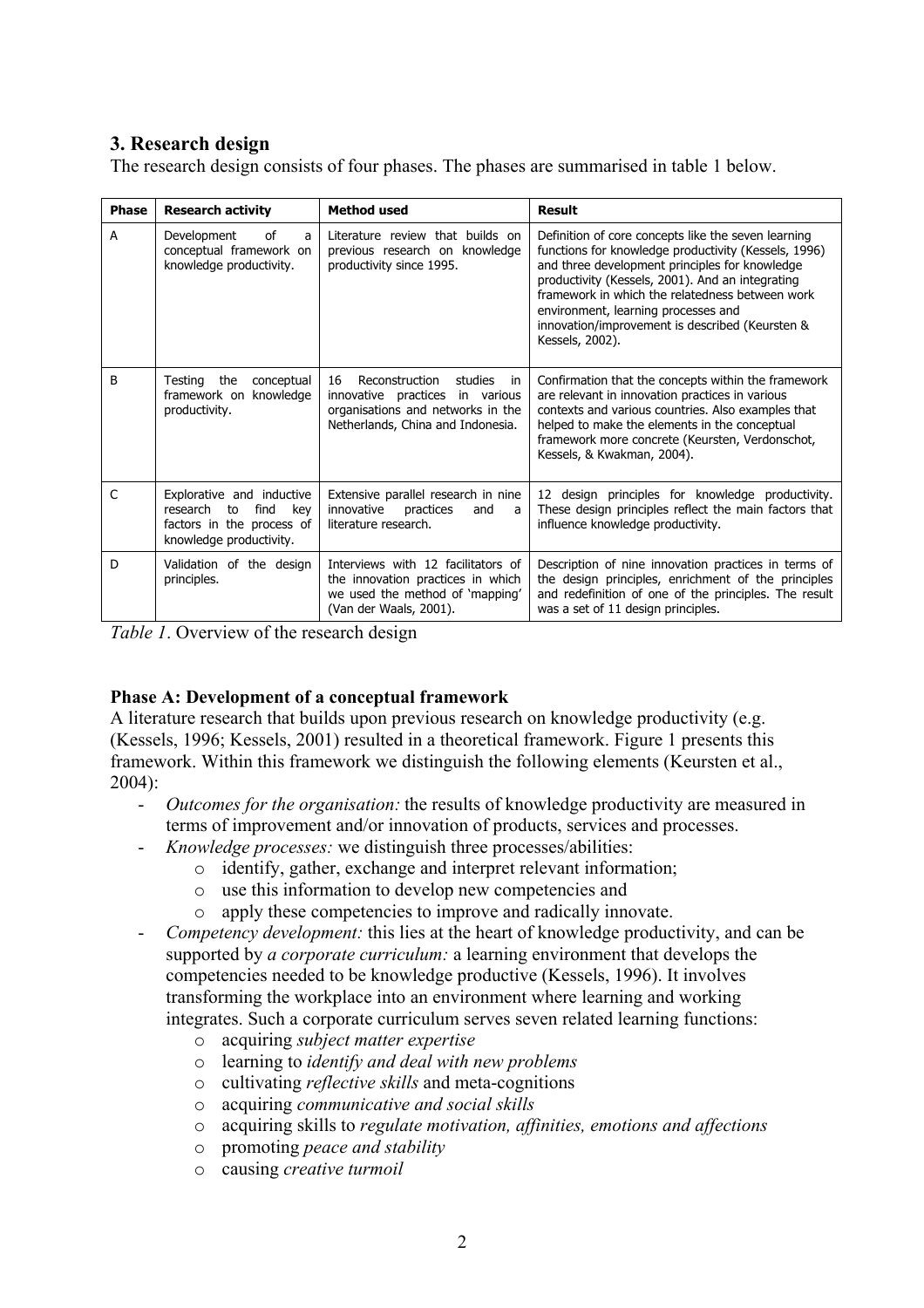## 3. Research design

The research design consists of four phases. The phases are summarised in table 1 below.

| Phase | Research activity | Method used | Result |
|---|---|---|---|
| A | Development of a conceptual framework on knowledge productivity. | Literature review that builds on previous research on knowledge productivity since 1995. | Definition of core concepts like the seven learning functions for knowledge productivity (Kessels, 1996) and three development principles for knowledge productivity (Kessels, 2001). And an integrating framework in which the relatedness between work environment, learning processes and innovation/improvement is described (Keursten & Kessels, 2002). |
| B | Testing the conceptual framework on knowledge productivity. | 16 Reconstruction studies in innovative practices in various organisations and networks in the Netherlands, China and Indonesia. | Confirmation that the concepts within the framework are relevant in innovation practices in various contexts and various countries. Also examples that helped to make the elements in the conceptual framework more concrete (Keursten, Verdonschot, Kessels, & Kwakman, 2004). |
| C | Explorative and inductive research to find key factors in the process of knowledge productivity. | Extensive parallel research in nine innovative practices and a literature research. | 12 design principles for knowledge productivity. These design principles reflect the main factors that influence knowledge productivity. |
| D | Validation of the design principles. | Interviews with 12 facilitators of the innovation practices in which we used the method of 'mapping' (Van der Waals, 2001). | Description of nine innovation practices in terms of the design principles, enrichment of the principles and redefinition of one of the principles. The result was a set of 11 design principles. |

*Table 1*. Overview of the research design

### Phase A: Development of a conceptual framework

A literature research that builds upon previous research on knowledge productivity (e.g. (Kessels, 1996; Kessels, 2001) resulted in a theoretical framework. Figure 1 presents this framework. Within this framework we distinguish the following elements (Keursten et al., 2004):

- *Outcomes for the organisation:* the results of knowledge productivity are measured in terms of improvement and/or innovation of products, services and processes.
- *Knowledge processes:* we distinguish three processes/abilities:
  - identify, gather, exchange and interpret relevant information;
  - use this information to develop new competencies and
  - apply these competencies to improve and radically innovate.
- *Competency development:* this lies at the heart of knowledge productivity, and can be supported by *a corporate curriculum:* a learning environment that develops the competencies needed to be knowledge productive (Kessels, 1996). It involves transforming the workplace into an environment where learning and working integrates. Such a corporate curriculum serves seven related learning functions:
  - acquiring *subject matter expertise*
  - learning to *identify and deal with new problems*
  - cultivating *reflective skills* and meta-cognitions
  - acquiring *communicative and social skills*
  - acquiring skills to *regulate motivation, affinities, emotions and affections*
  - promoting *peace and stability*
  - causing *creative turmoil*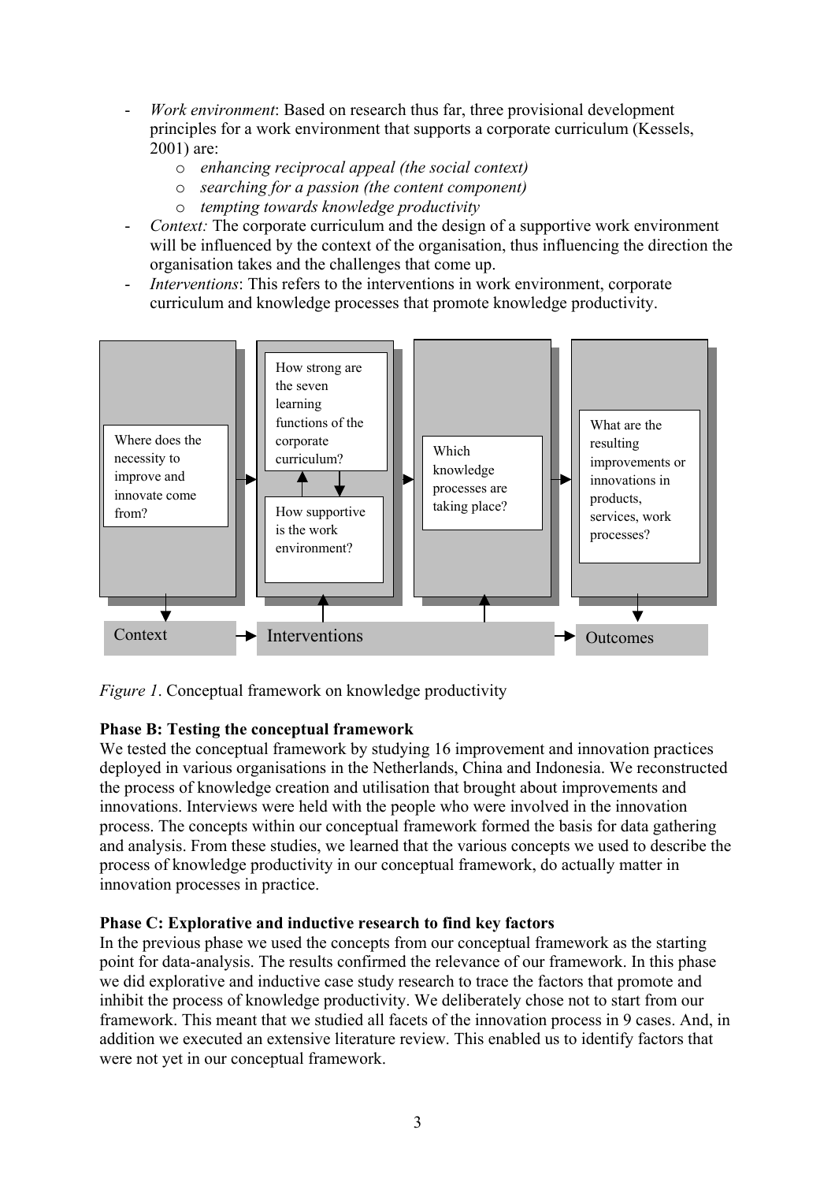- *Work environment*: Based on research thus far, three provisional development principles for a work environment that supports a corporate curriculum (Kessels, 2001) are:
  - *enhancing reciprocal appeal (the social context)*
  - *searching for a passion (the content component)*
  - *tempting towards knowledge productivity*
- *Context:* The corporate curriculum and the design of a supportive work environment will be influenced by the context of the organisation, thus influencing the direction the organisation takes and the challenges that come up.
- *Interventions*: This refers to the interventions in work environment, corporate curriculum and knowledge processes that promote knowledge productivity.

Where does the necessity to improve and innovate come from?

How strong are the seven learning functions of the corporate curriculum?

How supportive is the work environment?

Which knowledge processes are taking place?

What are the resulting improvements or innovations in products, services, work processes?

Context

Interventions

Outcomes

*Figure 1*. Conceptual framework on knowledge productivity

**Phase B: Testing the conceptual framework**

We tested the conceptual framework by studying 16 improvement and innovation practices deployed in various organisations in the Netherlands, China and Indonesia. We reconstructed the process of knowledge creation and utilisation that brought about improvements and innovations. Interviews were held with the people who were involved in the innovation process. The concepts within our conceptual framework formed the basis for data gathering and analysis. From these studies, we learned that the various concepts we used to describe the process of knowledge productivity in our conceptual framework, do actually matter in innovation processes in practice.

**Phase C: Explorative and inductive research to find key factors**

In the previous phase we used the concepts from our conceptual framework as the starting point for data-analysis. The results confirmed the relevance of our framework. In this phase we did explorative and inductive case study research to trace the factors that promote and inhibit the process of knowledge productivity. We deliberately chose not to start from our framework. This meant that we studied all facets of the innovation process in 9 cases. And, in addition we executed an extensive literature review. This enabled us to identify factors that were not yet in our conceptual framework.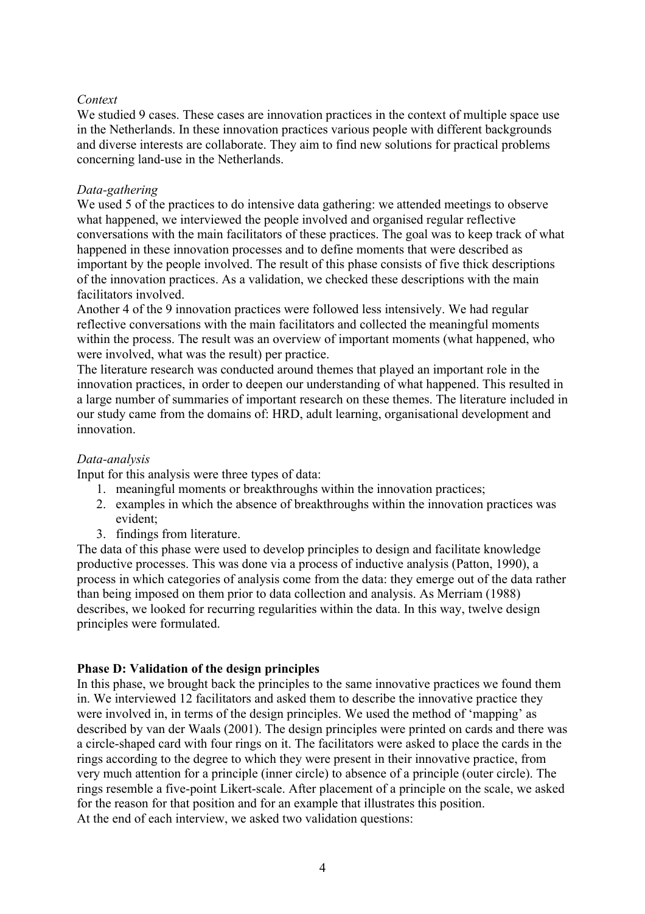*Context*

We studied 9 cases. These cases are innovation practices in the context of multiple space use in the Netherlands. In these innovation practices various people with different backgrounds and diverse interests are collaborate. They aim to find new solutions for practical problems concerning land-use in the Netherlands.

*Data-gathering*

We used 5 of the practices to do intensive data gathering: we attended meetings to observe what happened, we interviewed the people involved and organised regular reflective conversations with the main facilitators of these practices. The goal was to keep track of what happened in these innovation processes and to define moments that were described as important by the people involved. The result of this phase consists of five thick descriptions of the innovation practices. As a validation, we checked these descriptions with the main facilitators involved.

Another 4 of the 9 innovation practices were followed less intensively. We had regular reflective conversations with the main facilitators and collected the meaningful moments within the process. The result was an overview of important moments (what happened, who were involved, what was the result) per practice.

The literature research was conducted around themes that played an important role in the innovation practices, in order to deepen our understanding of what happened. This resulted in a large number of summaries of important research on these themes. The literature included in our study came from the domains of: HRD, adult learning, organisational development and innovation.

*Data-analysis*

Input for this analysis were three types of data:

1. meaningful moments or breakthroughs within the innovation practices;
2. examples in which the absence of breakthroughs within the innovation practices was evident;
3. findings from literature.

The data of this phase were used to develop principles to design and facilitate knowledge productive processes. This was done via a process of inductive analysis (Patton, 1990), a process in which categories of analysis come from the data: they emerge out of the data rather than being imposed on them prior to data collection and analysis. As Merriam (1988) describes, we looked for recurring regularities within the data. In this way, twelve design principles were formulated.

**Phase D: Validation of the design principles**

In this phase, we brought back the principles to the same innovative practices we found them in. We interviewed 12 facilitators and asked them to describe the innovative practice they were involved in, in terms of the design principles. We used the method of 'mapping' as described by van der Waals (2001). The design principles were printed on cards and there was a circle-shaped card with four rings on it. The facilitators were asked to place the cards in the rings according to the degree to which they were present in their innovative practice, from very much attention for a principle (inner circle) to absence of a principle (outer circle). The rings resemble a five-point Likert-scale. After placement of a principle on the scale, we asked for the reason for that position and for an example that illustrates this position.

At the end of each interview, we asked two validation questions: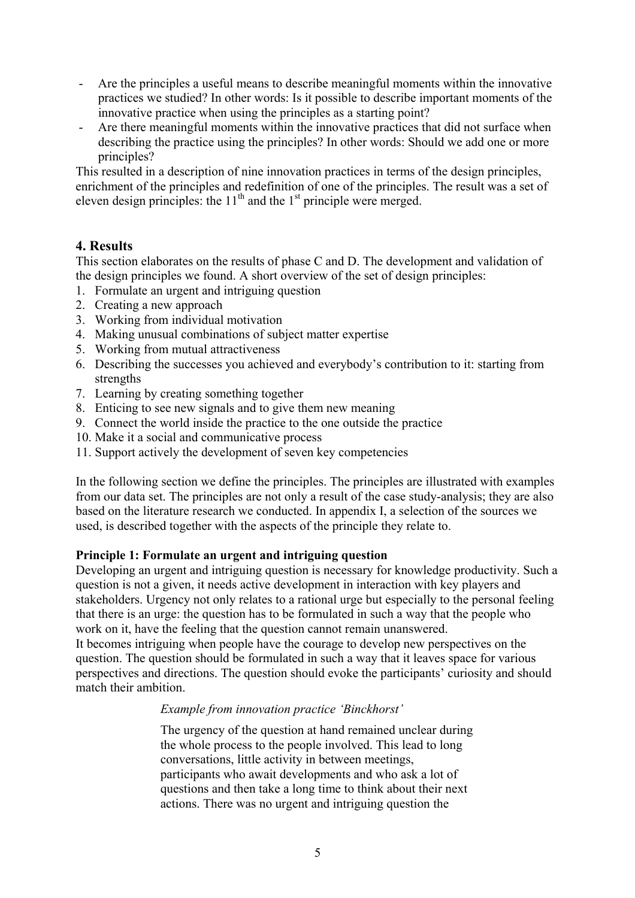- Are the principles a useful means to describe meaningful moments within the innovative practices we studied? In other words: Is it possible to describe important moments of the innovative practice when using the principles as a starting point?
- Are there meaningful moments within the innovative practices that did not surface when describing the practice using the principles? In other words: Should we add one or more principles?

This resulted in a description of nine innovation practices in terms of the design principles, enrichment of the principles and redefinition of one of the principles. The result was a set of eleven design principles: the 11th and the 1st principle were merged.

## 4. Results

This section elaborates on the results of phase C and D. The development and validation of the design principles we found. A short overview of the set of design principles:

1. Formulate an urgent and intriguing question
2. Creating a new approach
3. Working from individual motivation
4. Making unusual combinations of subject matter expertise
5. Working from mutual attractiveness
6. Describing the successes you achieved and everybody's contribution to it: starting from strengths
7. Learning by creating something together
8. Enticing to see new signals and to give them new meaning
9. Connect the world inside the practice to the one outside the practice
10. Make it a social and communicative process
11. Support actively the development of seven key competencies

In the following section we define the principles. The principles are illustrated with examples from our data set. The principles are not only a result of the case study-analysis; they are also based on the literature research we conducted. In appendix I, a selection of the sources we used, is described together with the aspects of the principle they relate to.

**Principle 1: Formulate an urgent and intriguing question**

Developing an urgent and intriguing question is necessary for knowledge productivity. Such a question is not a given, it needs active development in interaction with key players and stakeholders. Urgency not only relates to a rational urge but especially to the personal feeling that there is an urge: the question has to be formulated in such a way that the people who work on it, have the feeling that the question cannot remain unanswered.
It becomes intriguing when people have the courage to develop new perspectives on the question. The question should be formulated in such a way that it leaves space for various perspectives and directions. The question should evoke the participants' curiosity and should match their ambition.

> *Example from innovation practice 'Binckhorst'*
>
> The urgency of the question at hand remained unclear during the whole process to the people involved. This lead to long conversations, little activity in between meetings, participants who await developments and who ask a lot of questions and then take a long time to think about their next actions. There was no urgent and intriguing question the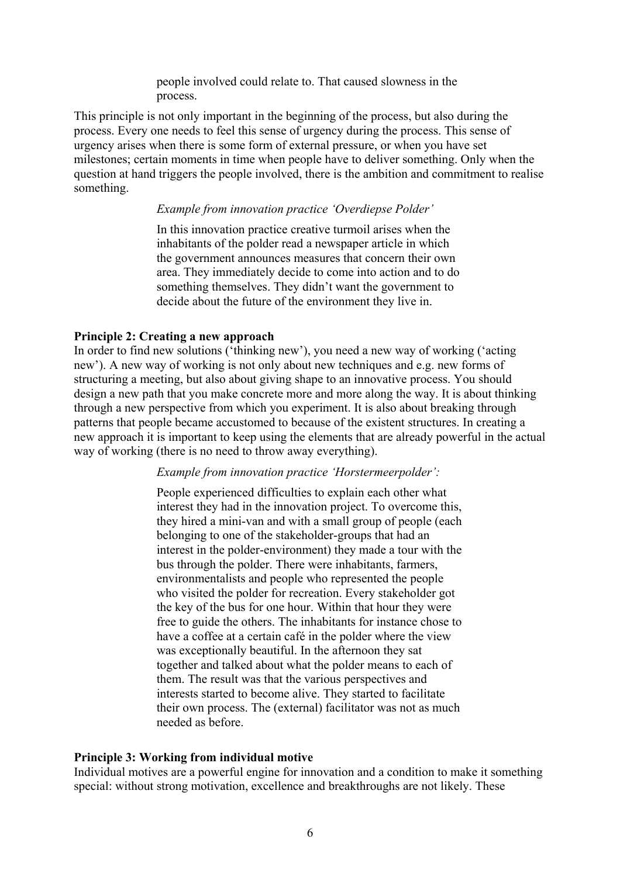people involved could relate to. That caused slowness in the process.

This principle is not only important in the beginning of the process, but also during the process. Every one needs to feel this sense of urgency during the process. This sense of urgency arises when there is some form of external pressure, or when you have set milestones; certain moments in time when people have to deliver something. Only when the question at hand triggers the people involved, there is the ambition and commitment to realise something.

*Example from innovation practice 'Overdiepse Polder'*

In this innovation practice creative turmoil arises when the inhabitants of the polder read a newspaper article in which the government announces measures that concern their own area. They immediately decide to come into action and to do something themselves. They didn't want the government to decide about the future of the environment they live in.

**Principle 2: Creating a new approach**

In order to find new solutions ('thinking new'), you need a new way of working ('acting new'). A new way of working is not only about new techniques and e.g. new forms of structuring a meeting, but also about giving shape to an innovative process. You should design a new path that you make concrete more and more along the way. It is about thinking through a new perspective from which you experiment. It is also about breaking through patterns that people became accustomed to because of the existent structures. In creating a new approach it is important to keep using the elements that are already powerful in the actual way of working (there is no need to throw away everything).

*Example from innovation practice 'Horstermeerpolder':*

People experienced difficulties to explain each other what interest they had in the innovation project. To overcome this, they hired a mini-van and with a small group of people (each belonging to one of the stakeholder-groups that had an interest in the polder-environment) they made a tour with the bus through the polder. There were inhabitants, farmers, environmentalists and people who represented the people who visited the polder for recreation. Every stakeholder got the key of the bus for one hour. Within that hour they were free to guide the others. The inhabitants for instance chose to have a coffee at a certain café in the polder where the view was exceptionally beautiful. In the afternoon they sat together and talked about what the polder means to each of them. The result was that the various perspectives and interests started to become alive. They started to facilitate their own process. The (external) facilitator was not as much needed as before.

**Principle 3: Working from individual motive**

Individual motives are a powerful engine for innovation and a condition to make it something special: without strong motivation, excellence and breakthroughs are not likely. These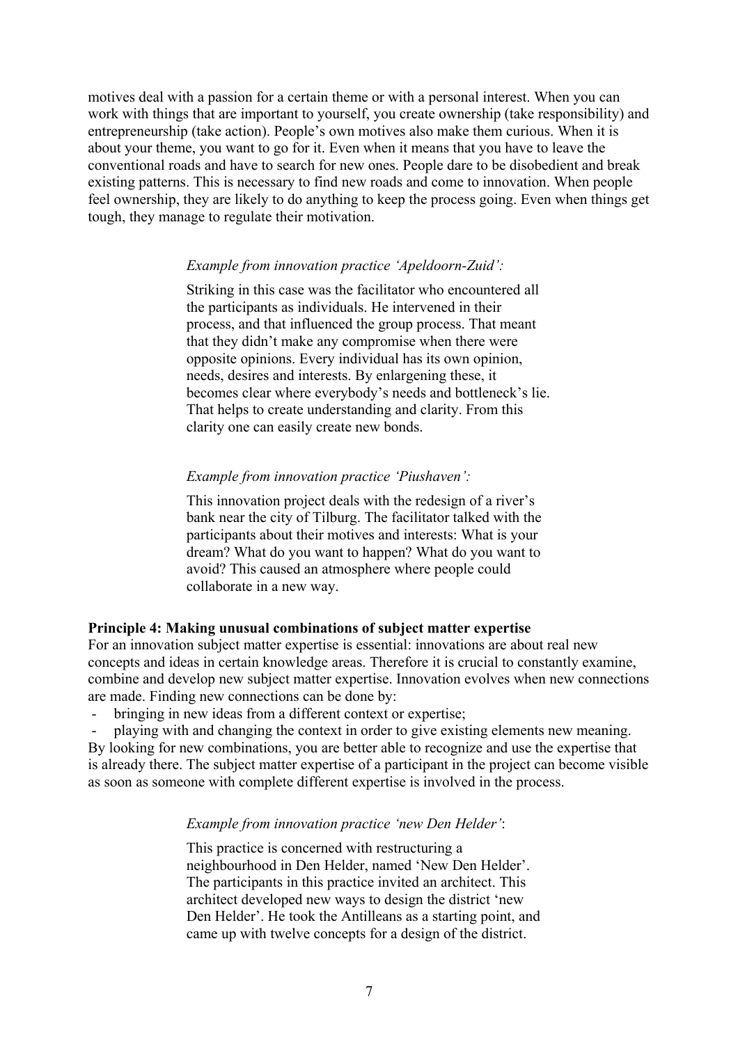motives deal with a passion for a certain theme or with a personal interest. When you can work with things that are important to yourself, you create ownership (take responsibility) and entrepreneurship (take action). People's own motives also make them curious. When it is about your theme, you want to go for it. Even when it means that you have to leave the conventional roads and have to search for new ones. People dare to be disobedient and break existing patterns. This is necessary to find new roads and come to innovation. When people feel ownership, they are likely to do anything to keep the process going. Even when things get tough, they manage to regulate their motivation.

> *Example from innovation practice 'Apeldoorn-Zuid':*
>
> Striking in this case was the facilitator who encountered all the participants as individuals. He intervened in their process, and that influenced the group process. That meant that they didn't make any compromise when there were opposite opinions. Every individual has its own opinion, needs, desires and interests. By enlargening these, it becomes clear where everybody's needs and bottleneck's lie. That helps to create understanding and clarity. From this clarity one can easily create new bonds.

> *Example from innovation practice 'Piushaven':*
>
> This innovation project deals with the redesign of a river's bank near the city of Tilburg. The facilitator talked with the participants about their motives and interests: What is your dream? What do you want to happen? What do you want to avoid? This caused an atmosphere where people could collaborate in a new way.

**Principle 4: Making unusual combinations of subject matter expertise**

For an innovation subject matter expertise is essential: innovations are about real new concepts and ideas in certain knowledge areas. Therefore it is crucial to constantly examine, combine and develop new subject matter expertise. Innovation evolves when new connections are made. Finding new connections can be done by:

- bringing in new ideas from a different context or expertise;
- playing with and changing the context in order to give existing elements new meaning.

By looking for new combinations, you are better able to recognize and use the expertise that is already there. The subject matter expertise of a participant in the project can become visible as soon as someone with complete different expertise is involved in the process.

> *Example from innovation practice 'new Den Helder'*:
>
> This practice is concerned with restructuring a neighbourhood in Den Helder, named 'New Den Helder'. The participants in this practice invited an architect. This architect developed new ways to design the district 'new Den Helder'. He took the Antilleans as a starting point, and came up with twelve concepts for a design of the district.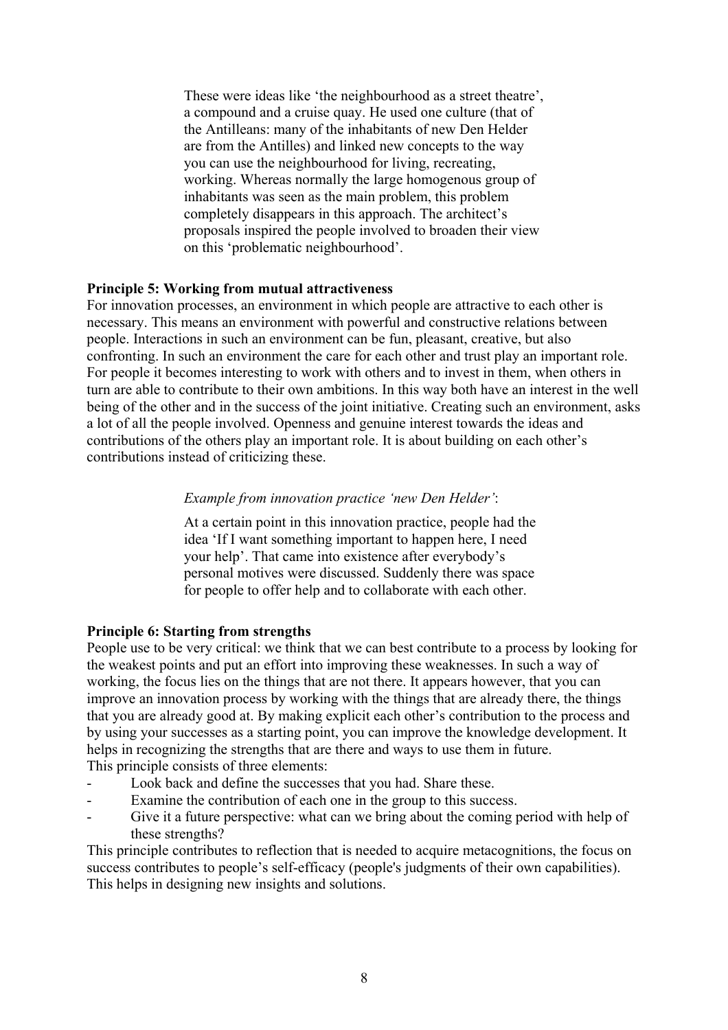> These were ideas like 'the neighbourhood as a street theatre', a compound and a cruise quay. He used one culture (that of the Antilleans: many of the inhabitants of new Den Helder are from the Antilles) and linked new concepts to the way you can use the neighbourhood for living, recreating, working. Whereas normally the large homogenous group of inhabitants was seen as the main problem, this problem completely disappears in this approach. The architect's proposals inspired the people involved to broaden their view on this 'problematic neighbourhood'.

**Principle 5: Working from mutual attractiveness**

For innovation processes, an environment in which people are attractive to each other is necessary. This means an environment with powerful and constructive relations between people. Interactions in such an environment can be fun, pleasant, creative, but also confronting. In such an environment the care for each other and trust play an important role. For people it becomes interesting to work with others and to invest in them, when others in turn are able to contribute to their own ambitions. In this way both have an interest in the well being of the other and in the success of the joint initiative. Creating such an environment, asks a lot of all the people involved. Openness and genuine interest towards the ideas and contributions of the others play an important role. It is about building on each other's contributions instead of criticizing these.

> *Example from innovation practice 'new Den Helder'*:
>
> At a certain point in this innovation practice, people had the idea 'If I want something important to happen here, I need your help'. That came into existence after everybody's personal motives were discussed. Suddenly there was space for people to offer help and to collaborate with each other.

**Principle 6: Starting from strengths**

People use to be very critical: we think that we can best contribute to a process by looking for the weakest points and put an effort into improving these weaknesses. In such a way of working, the focus lies on the things that are not there. It appears however, that you can improve an innovation process by working with the things that are already there, the things that you are already good at. By making explicit each other's contribution to the process and by using your successes as a starting point, you can improve the knowledge development. It helps in recognizing the strengths that are there and ways to use them in future.
This principle consists of three elements:

- Look back and define the successes that you had. Share these.
- Examine the contribution of each one in the group to this success.
- Give it a future perspective: what can we bring about the coming period with help of these strengths?

This principle contributes to reflection that is needed to acquire metacognitions, the focus on success contributes to people's self-efficacy (people's judgments of their own capabilities). This helps in designing new insights and solutions.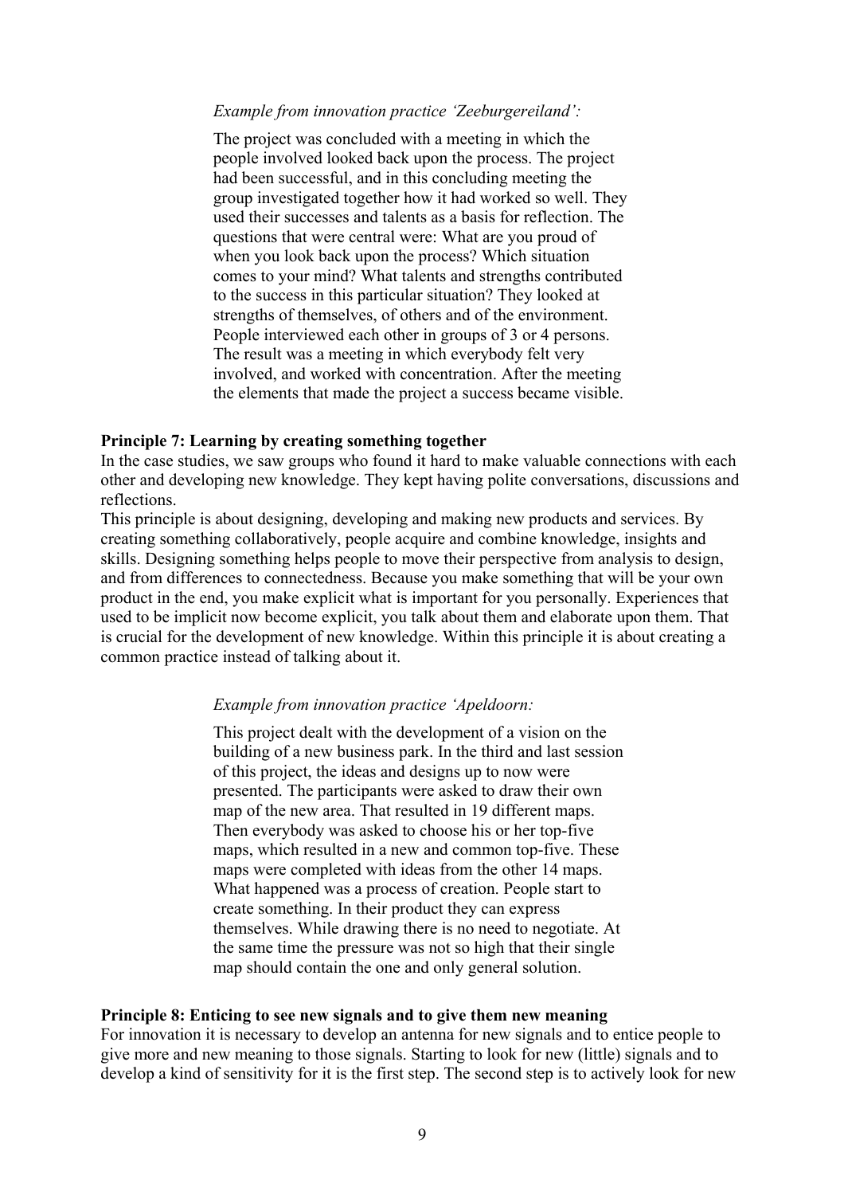*Example from innovation practice 'Zeeburgereiland':*

> The project was concluded with a meeting in which the people involved looked back upon the process. The project had been successful, and in this concluding meeting the group investigated together how it had worked so well. They used their successes and talents as a basis for reflection. The questions that were central were: What are you proud of when you look back upon the process? Which situation comes to your mind? What talents and strengths contributed to the success in this particular situation? They looked at strengths of themselves, of others and of the environment. People interviewed each other in groups of 3 or 4 persons. The result was a meeting in which everybody felt very involved, and worked with concentration. After the meeting the elements that made the project a success became visible.

**Principle 7: Learning by creating something together**

In the case studies, we saw groups who found it hard to make valuable connections with each other and developing new knowledge. They kept having polite conversations, discussions and reflections.

This principle is about designing, developing and making new products and services. By creating something collaboratively, people acquire and combine knowledge, insights and skills. Designing something helps people to move their perspective from analysis to design, and from differences to connectedness. Because you make something that will be your own product in the end, you make explicit what is important for you personally. Experiences that used to be implicit now become explicit, you talk about them and elaborate upon them. That is crucial for the development of new knowledge. Within this principle it is about creating a common practice instead of talking about it.

*Example from innovation practice 'Apeldoorn:*

> This project dealt with the development of a vision on the building of a new business park. In the third and last session of this project, the ideas and designs up to now were presented. The participants were asked to draw their own map of the new area. That resulted in 19 different maps. Then everybody was asked to choose his or her top-five maps, which resulted in a new and common top-five. These maps were completed with ideas from the other 14 maps. What happened was a process of creation. People start to create something. In their product they can express themselves. While drawing there is no need to negotiate. At the same time the pressure was not so high that their single map should contain the one and only general solution.

**Principle 8: Enticing to see new signals and to give them new meaning**

For innovation it is necessary to develop an antenna for new signals and to entice people to give more and new meaning to those signals. Starting to look for new (little) signals and to develop a kind of sensitivity for it is the first step. The second step is to actively look for new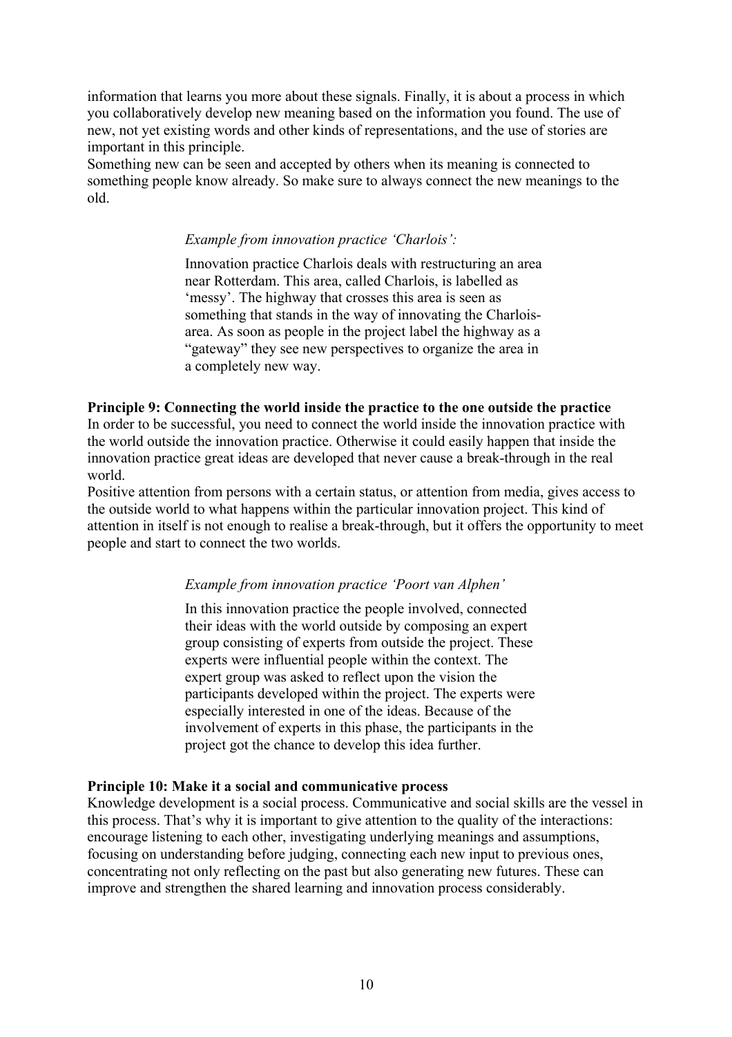information that learns you more about these signals. Finally, it is about a process in which you collaboratively develop new meaning based on the information you found. The use of new, not yet existing words and other kinds of representations, and the use of stories are important in this principle.

Something new can be seen and accepted by others when its meaning is connected to something people know already. So make sure to always connect the new meanings to the old.

> *Example from innovation practice 'Charlois':*
>
> Innovation practice Charlois deals with restructuring an area near Rotterdam. This area, called Charlois, is labelled as 'messy'. The highway that crosses this area is seen as something that stands in the way of innovating the Charlois-area. As soon as people in the project label the highway as a "gateway" they see new perspectives to organize the area in a completely new way.

**Principle 9: Connecting the world inside the practice to the one outside the practice**

In order to be successful, you need to connect the world inside the innovation practice with the world outside the innovation practice. Otherwise it could easily happen that inside the innovation practice great ideas are developed that never cause a break-through in the real world.

Positive attention from persons with a certain status, or attention from media, gives access to the outside world to what happens within the particular innovation project. This kind of attention in itself is not enough to realise a break-through, but it offers the opportunity to meet people and start to connect the two worlds.

> *Example from innovation practice 'Poort van Alphen'*
>
> In this innovation practice the people involved, connected their ideas with the world outside by composing an expert group consisting of experts from outside the project. These experts were influential people within the context. The expert group was asked to reflect upon the vision the participants developed within the project. The experts were especially interested in one of the ideas. Because of the involvement of experts in this phase, the participants in the project got the chance to develop this idea further.

**Principle 10: Make it a social and communicative process**

Knowledge development is a social process. Communicative and social skills are the vessel in this process. That's why it is important to give attention to the quality of the interactions: encourage listening to each other, investigating underlying meanings and assumptions, focusing on understanding before judging, connecting each new input to previous ones, concentrating not only reflecting on the past but also generating new futures. These can improve and strengthen the shared learning and innovation process considerably.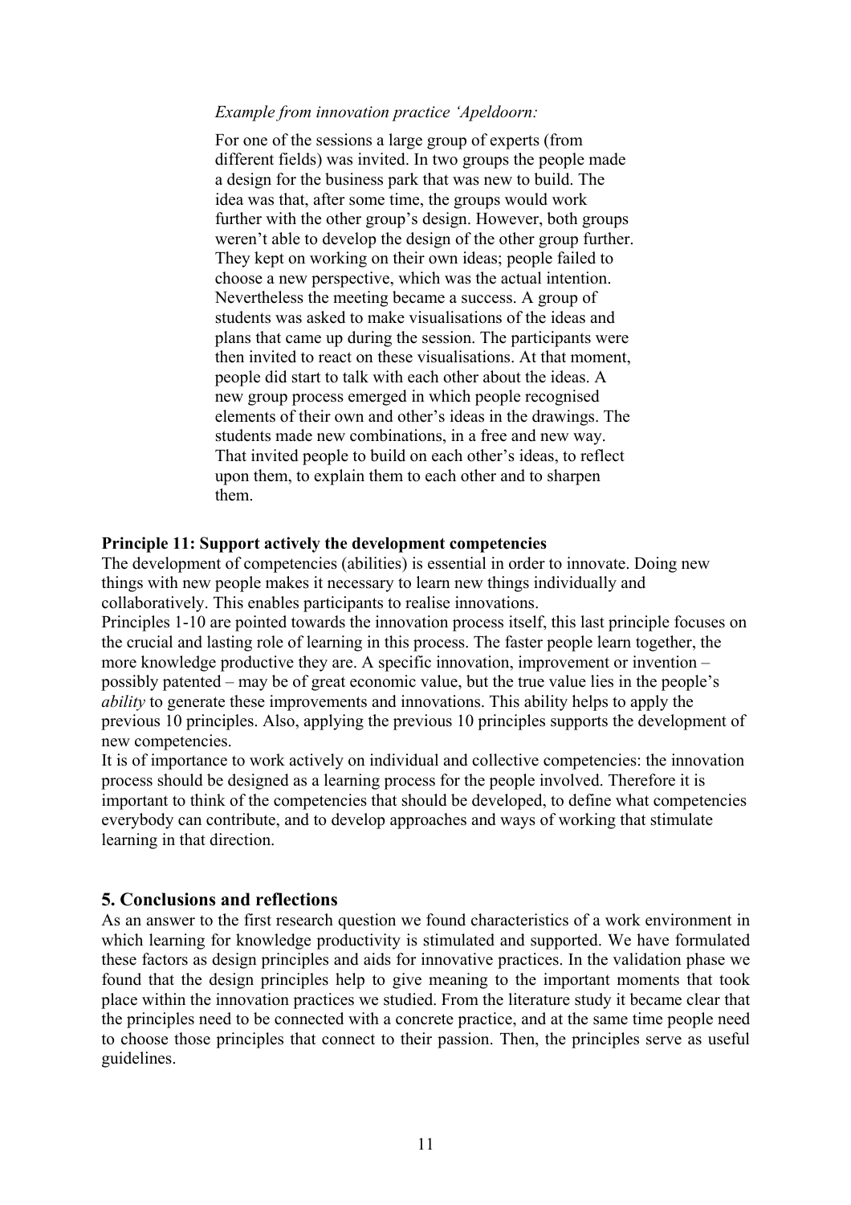*Example from innovation practice 'Apeldoorn:*

> For one of the sessions a large group of experts (from different fields) was invited. In two groups the people made a design for the business park that was new to build. The idea was that, after some time, the groups would work further with the other group's design. However, both groups weren't able to develop the design of the other group further. They kept on working on their own ideas; people failed to choose a new perspective, which was the actual intention. Nevertheless the meeting became a success. A group of students was asked to make visualisations of the ideas and plans that came up during the session. The participants were then invited to react on these visualisations. At that moment, people did start to talk with each other about the ideas. A new group process emerged in which people recognised elements of their own and other's ideas in the drawings. The students made new combinations, in a free and new way. That invited people to build on each other's ideas, to reflect upon them, to explain them to each other and to sharpen them.

**Principle 11: Support actively the development competencies**

The development of competencies (abilities) is essential in order to innovate. Doing new things with new people makes it necessary to learn new things individually and collaboratively. This enables participants to realise innovations.

Principles 1-10 are pointed towards the innovation process itself, this last principle focuses on the crucial and lasting role of learning in this process. The faster people learn together, the more knowledge productive they are. A specific innovation, improvement or invention – possibly patented – may be of great economic value, but the true value lies in the people's *ability* to generate these improvements and innovations. This ability helps to apply the previous 10 principles. Also, applying the previous 10 principles supports the development of new competencies.

It is of importance to work actively on individual and collective competencies: the innovation process should be designed as a learning process for the people involved. Therefore it is important to think of the competencies that should be developed, to define what competencies everybody can contribute, and to develop approaches and ways of working that stimulate learning in that direction.

## 5. Conclusions and reflections

As an answer to the first research question we found characteristics of a work environment in which learning for knowledge productivity is stimulated and supported. We have formulated these factors as design principles and aids for innovative practices. In the validation phase we found that the design principles help to give meaning to the important moments that took place within the innovation practices we studied. From the literature study it became clear that the principles need to be connected with a concrete practice, and at the same time people need to choose those principles that connect to their passion. Then, the principles serve as useful guidelines.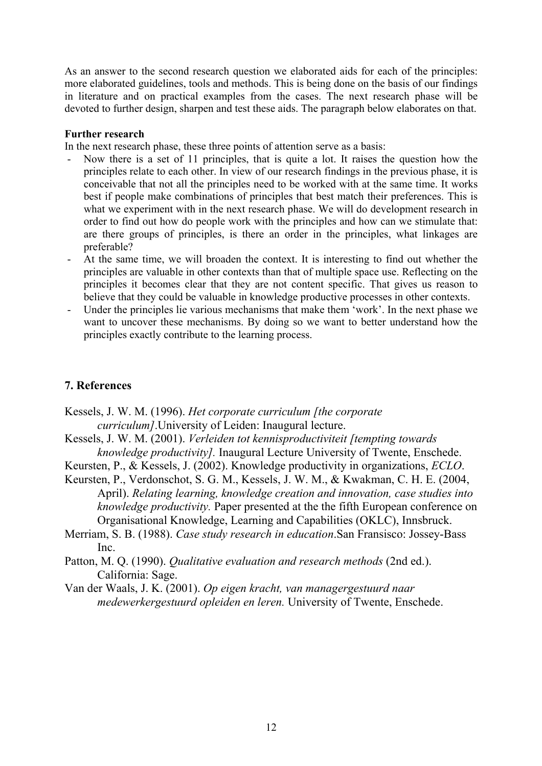As an answer to the second research question we elaborated aids for each of the principles: more elaborated guidelines, tools and methods. This is being done on the basis of our findings in literature and on practical examples from the cases. The next research phase will be devoted to further design, sharpen and test these aids. The paragraph below elaborates on that.

**Further research**

In the next research phase, these three points of attention serve as a basis:

- Now there is a set of 11 principles, that is quite a lot. It raises the question how the principles relate to each other. In view of our research findings in the previous phase, it is conceivable that not all the principles need to be worked with at the same time. It works best if people make combinations of principles that best match their preferences. This is what we experiment with in the next research phase. We will do development research in order to find out how do people work with the principles and how can we stimulate that: are there groups of principles, is there an order in the principles, what linkages are preferable?
- At the same time, we will broaden the context. It is interesting to find out whether the principles are valuable in other contexts than that of multiple space use. Reflecting on the principles it becomes clear that they are not content specific. That gives us reason to believe that they could be valuable in knowledge productive processes in other contexts.
- Under the principles lie various mechanisms that make them 'work'. In the next phase we want to uncover these mechanisms. By doing so we want to better understand how the principles exactly contribute to the learning process.

## 7. References

Kessels, J. W. M. (1996). *Het corporate curriculum [the corporate curriculum]*.University of Leiden: Inaugural lecture.

Kessels, J. W. M. (2001). *Verleiden tot kennisproductiviteit [tempting towards knowledge productivity].* Inaugural Lecture University of Twente, Enschede.

Keursten, P., & Kessels, J. (2002). Knowledge productivity in organizations, *ECLO*.

Keursten, P., Verdonschot, S. G. M., Kessels, J. W. M., & Kwakman, C. H. E. (2004, April). *Relating learning, knowledge creation and innovation, case studies into knowledge productivity.* Paper presented at the the fifth European conference on Organisational Knowledge, Learning and Capabilities (OKLC), Innsbruck.

Merriam, S. B. (1988). *Case study research in education*.San Fransisco: Jossey-Bass Inc.

Patton, M. Q. (1990). *Qualitative evaluation and research methods* (2nd ed.). California: Sage.

Van der Waals, J. K. (2001). *Op eigen kracht, van managergestuurd naar medewerkergestuurd opleiden en leren.* University of Twente, Enschede.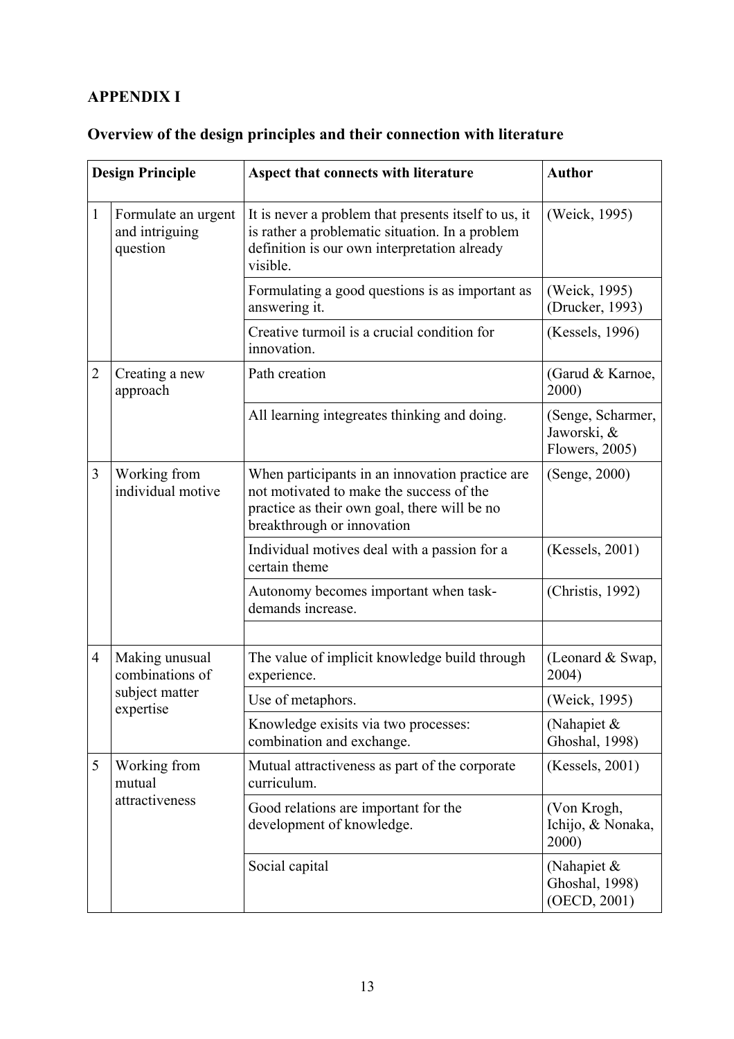## APPENDIX I

## Overview of the design principles and their connection with literature

| Design Principle | | Aspect that connects with literature | Author |
|---|---|---|---|
| 1 | Formulate an urgent and intriguing question | It is never a problem that presents itself to us, it is rather a problematic situation. In a problem definition is our own interpretation already visible. | (Weick, 1995) |
| | | Formulating a good questions is as important as answering it. | (Weick, 1995) (Drucker, 1993) |
| | | Creative turmoil is a crucial condition for innovation. | (Kessels, 1996) |
| 2 | Creating a new approach | Path creation | (Garud & Karnoe, 2000) |
| | | All learning integreates thinking and doing. | (Senge, Scharmer, Jaworski, & Flowers, 2005) |
| 3 | Working from individual motive | When participants in an innovation practice are not motivated to make the success of the practice as their own goal, there will be no breakthrough or innovation | (Senge, 2000) |
| | | Individual motives deal with a passion for a certain theme | (Kessels, 2001) |
| | | Autonomy becomes important when task-demands increase. | (Christis, 1992) |
| | | | |
| 4 | Making unusual combinations of subject matter expertise | The value of implicit knowledge build through experience. | (Leonard & Swap, 2004) |
| | | Use of metaphors. | (Weick, 1995) |
| | | Knowledge exisits via two processes: combination and exchange. | (Nahapiet & Ghoshal, 1998) |
| 5 | Working from mutual attractiveness | Mutual attractiveness as part of the corporate curriculum. | (Kessels, 2001) |
| | | Good relations are important for the development of knowledge. | (Von Krogh, Ichijo, & Nonaka, 2000) |
| | | Social capital | (Nahapiet & Ghoshal, 1998) (OECD, 2001) |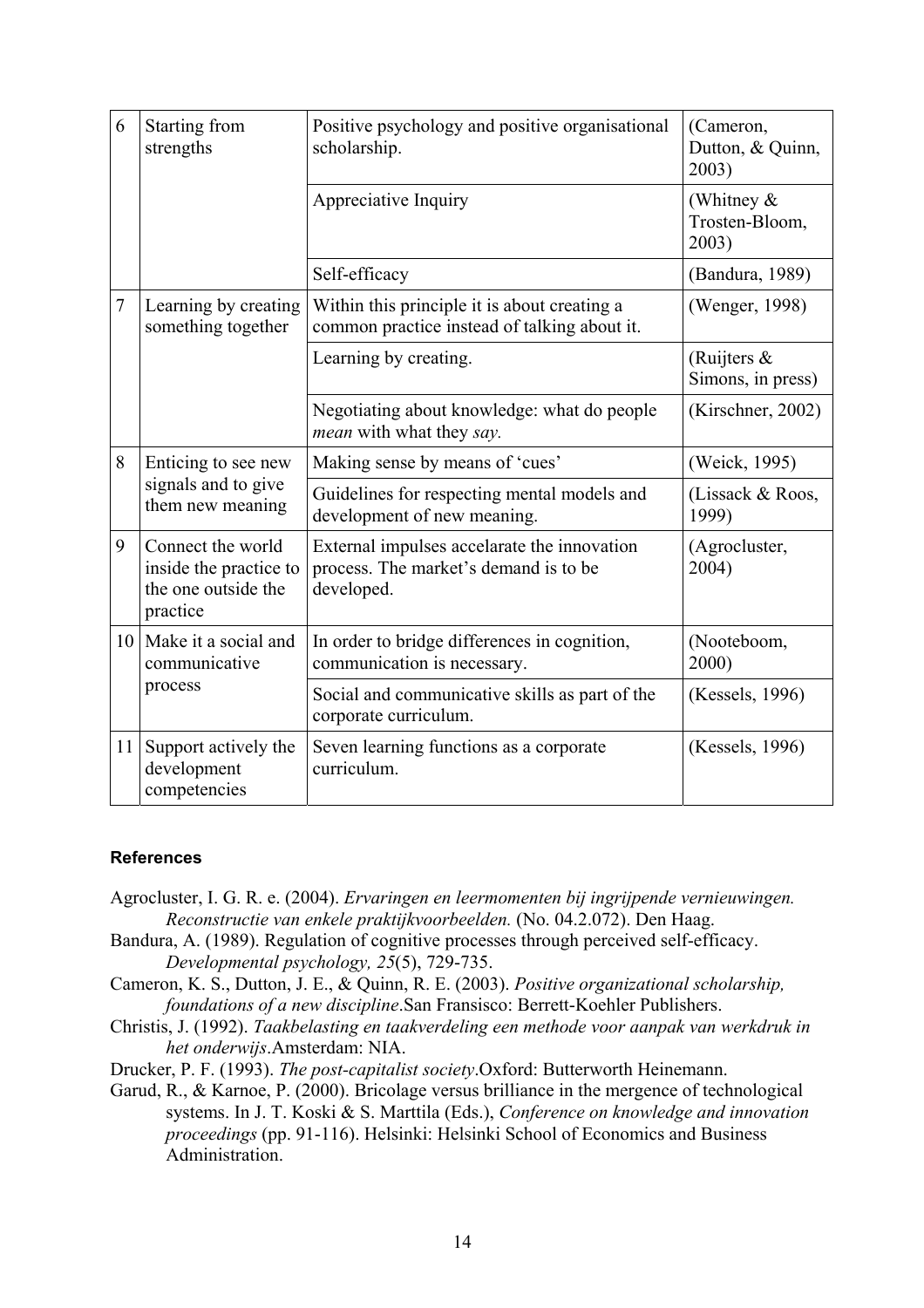| | | | |
|---|---|---|---|
| 6 | Starting from strengths | Positive psychology and positive organisational scholarship. | (Cameron, Dutton, & Quinn, 2003) |
| | | Appreciative Inquiry | (Whitney & Trosten-Bloom, 2003) |
| | | Self-efficacy | (Bandura, 1989) |
| 7 | Learning by creating something together | Within this principle it is about creating a common practice instead of talking about it. | (Wenger, 1998) |
| | | Learning by creating. | (Ruijters & Simons, in press) |
| | | Negotiating about knowledge: what do people *mean* with what they *say.* | (Kirschner, 2002) |
| 8 | Enticing to see new signals and to give them new meaning | Making sense by means of 'cues' | (Weick, 1995) |
| | | Guidelines for respecting mental models and development of new meaning. | (Lissack & Roos, 1999) |
| 9 | Connect the world inside the practice to the one outside the practice | External impulses accelarate the innovation process. The market's demand is to be developed. | (Agrocluster, 2004) |
| 10 | Make it a social and communicative process | In order to bridge differences in cognition, communication is necessary. | (Nooteboom, 2000) |
| | | Social and communicative skills as part of the corporate curriculum. | (Kessels, 1996) |
| 11 | Support actively the development competencies | Seven learning functions as a corporate curriculum. | (Kessels, 1996) |

#### References

Agrocluster, I. G. R. e. (2004). *Ervaringen en leermomenten bij ingrijpende vernieuwingen. Reconstructie van enkele praktijkvoorbeelden.* (No. 04.2.072). Den Haag.

Bandura, A. (1989). Regulation of cognitive processes through perceived self-efficacy. *Developmental psychology, 25*(5), 729-735.

Cameron, K. S., Dutton, J. E., & Quinn, R. E. (2003). *Positive organizational scholarship, foundations of a new discipline*.San Fransisco: Berrett-Koehler Publishers.

Christis, J. (1992). *Taakbelasting en taakverdeling een methode voor aanpak van werkdruk in het onderwijs*.Amsterdam: NIA.

Drucker, P. F. (1993). *The post-capitalist society*.Oxford: Butterworth Heinemann.

Garud, R., & Karnoe, P. (2000). Bricolage versus brilliance in the mergence of technological systems. In J. T. Koski & S. Marttila (Eds.), *Conference on knowledge and innovation proceedings* (pp. 91-116). Helsinki: Helsinki School of Economics and Business Administration.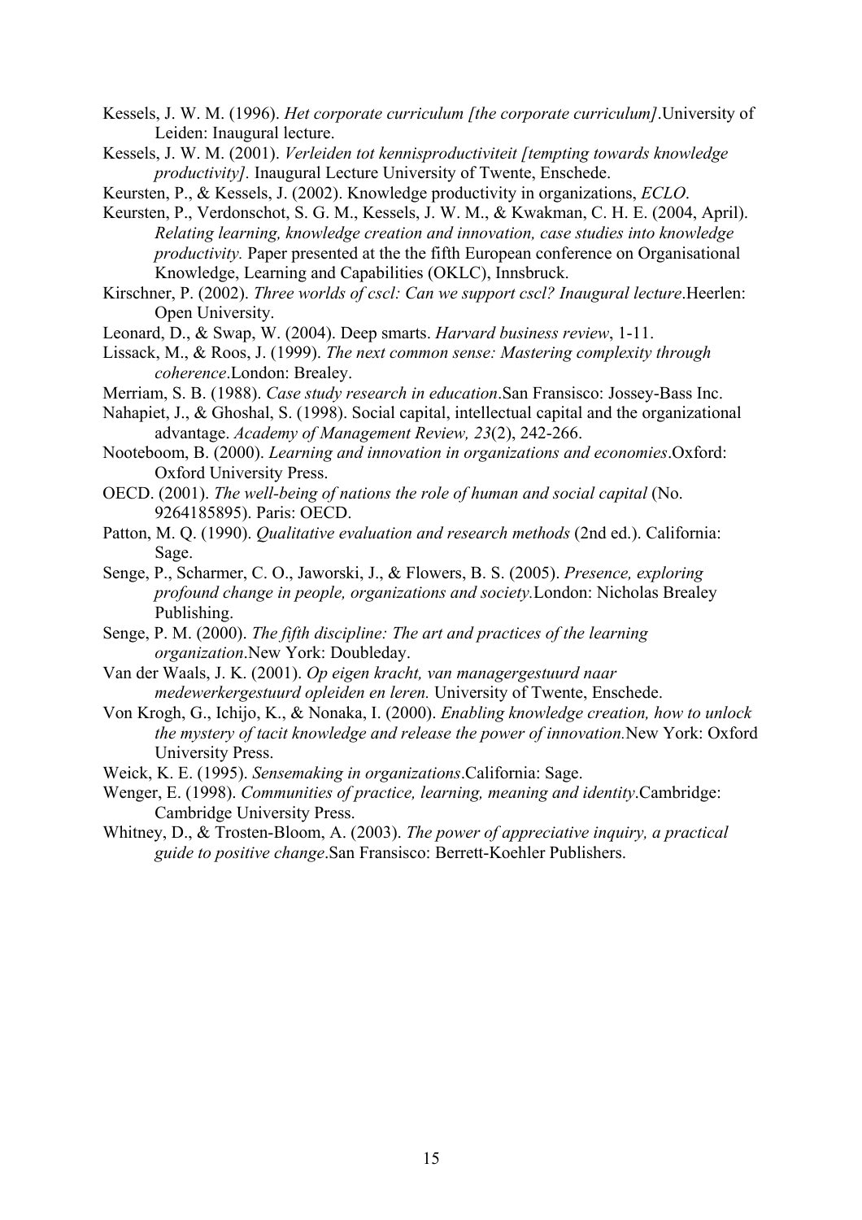Kessels, J. W. M. (1996). *Het corporate curriculum [the corporate curriculum]*.University of Leiden: Inaugural lecture.

Kessels, J. W. M. (2001). *Verleiden tot kennisproductiviteit [tempting towards knowledge productivity].* Inaugural Lecture University of Twente, Enschede.

Keursten, P., & Kessels, J. (2002). Knowledge productivity in organizations, *ECLO*.

Keursten, P., Verdonschot, S. G. M., Kessels, J. W. M., & Kwakman, C. H. E. (2004, April). *Relating learning, knowledge creation and innovation, case studies into knowledge productivity.* Paper presented at the the fifth European conference on Organisational Knowledge, Learning and Capabilities (OKLC), Innsbruck.

Kirschner, P. (2002). *Three worlds of cscl: Can we support cscl? Inaugural lecture*.Heerlen: Open University.

Leonard, D., & Swap, W. (2004). Deep smarts. *Harvard business review*, 1-11.

Lissack, M., & Roos, J. (1999). *The next common sense: Mastering complexity through coherence*.London: Brealey.

Merriam, S. B. (1988). *Case study research in education*.San Fransisco: Jossey-Bass Inc.

Nahapiet, J., & Ghoshal, S. (1998). Social capital, intellectual capital and the organizational advantage. *Academy of Management Review, 23*(2), 242-266.

Nooteboom, B. (2000). *Learning and innovation in organizations and economies*.Oxford: Oxford University Press.

OECD. (2001). *The well-being of nations the role of human and social capital* (No. 9264185895). Paris: OECD.

Patton, M. Q. (1990). *Qualitative evaluation and research methods* (2nd ed.). California: Sage.

Senge, P., Scharmer, C. O., Jaworski, J., & Flowers, B. S. (2005). *Presence, exploring profound change in people, organizations and society.*London: Nicholas Brealey Publishing.

Senge, P. M. (2000). *The fifth discipline: The art and practices of the learning organization*.New York: Doubleday.

Van der Waals, J. K. (2001). *Op eigen kracht, van managergestuurd naar medewerkergestuurd opleiden en leren.* University of Twente, Enschede.

Von Krogh, G., Ichijo, K., & Nonaka, I. (2000). *Enabling knowledge creation, how to unlock the mystery of tacit knowledge and release the power of innovation.*New York: Oxford University Press.

Weick, K. E. (1995). *Sensemaking in organizations*.California: Sage.

Wenger, E. (1998). *Communities of practice, learning, meaning and identity*.Cambridge: Cambridge University Press.

Whitney, D., & Trosten-Bloom, A. (2003). *The power of appreciative inquiry, a practical guide to positive change*.San Fransisco: Berrett-Koehler Publishers.